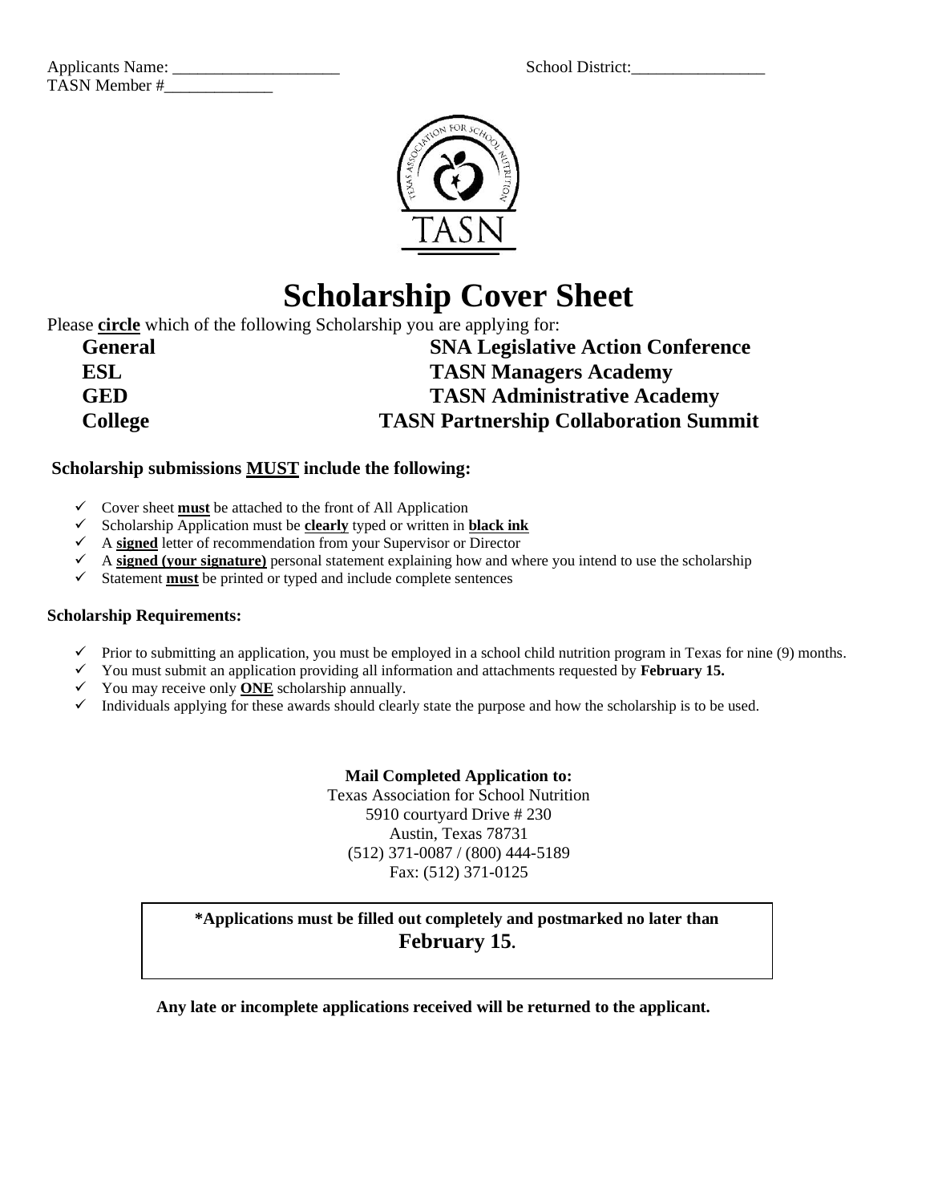Applicants Name: ____________________ School District:________________
TASN Member #_____________

# Scholarship Cover Sheet

Please **circle** which of the following Scholarship you are applying for:

**General** **SNA Legislative Action Conference**
**ESL** **TASN Managers Academy**
**GED** **TASN Administrative Academy**
**College** **TASN Partnership Collaboration Summit**

**Scholarship submissions MUST include the following:**

- ✓ Cover sheet **must** be attached to the front of All Application
- ✓ Scholarship Application must be **clearly** typed or written in **black ink**
- ✓ A **signed** letter of recommendation from your Supervisor or Director
- ✓ A **signed (your signature)** personal statement explaining how and where you intend to use the scholarship
- ✓ Statement **must** be printed or typed and include complete sentences

**Scholarship Requirements:**

- ✓ Prior to submitting an application, you must be employed in a school child nutrition program in Texas for nine (9) months.
- ✓ You must submit an application providing all information and attachments requested by **February 15.**
- ✓ You may receive only **ONE** scholarship annually.
- ✓ Individuals applying for these awards should clearly state the purpose and how the scholarship is to be used.

**Mail Completed Application to:**
Texas Association for School Nutrition
5910 courtyard Drive # 230
Austin, Texas 78731
(512) 371-0087 / (800) 444-5189
Fax: (512) 371-0125

**\*Applications must be filled out completely and postmarked no later than February 15.**

**Any late or incomplete applications received will be returned to the applicant.**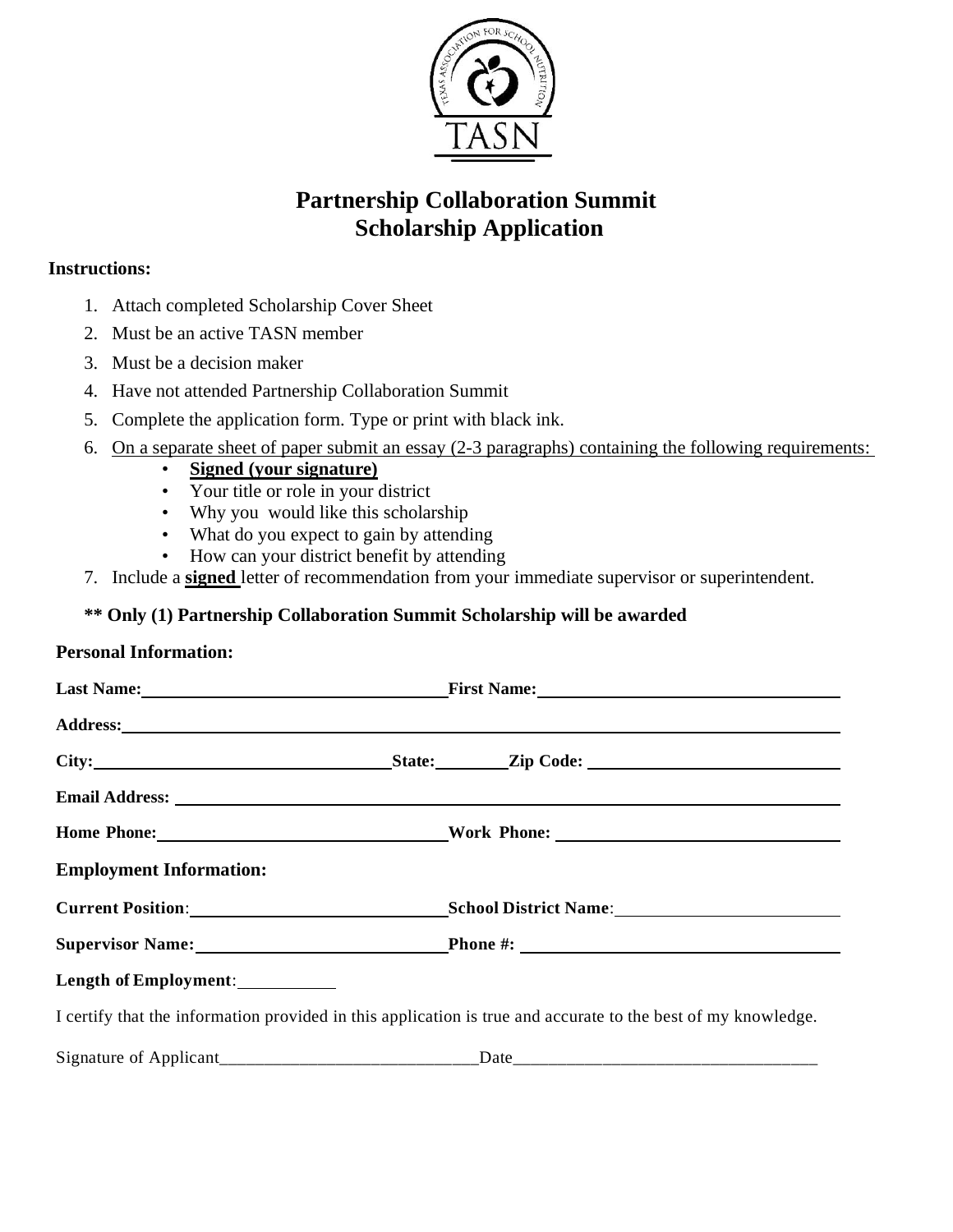# Partnership Collaboration Summit
# Scholarship Application

**Instructions:**

1. Attach completed Scholarship Cover Sheet
2. Must be an active TASN member
3. Must be a decision maker
4. Have not attended Partnership Collaboration Summit
5. Complete the application form. Type or print with black ink.
6. On a separate sheet of paper submit an essay (2-3 paragraphs) containing the following requirements:
   - **Signed (your signature)**
   - Your title or role in your district
   - Why you would like this scholarship
   - What do you expect to gain by attending
   - How can your district benefit by attending
7. Include a **signed** letter of recommendation from your immediate supervisor or superintendent.

**\*\* Only (1) Partnership Collaboration Summit Scholarship will be awarded**

**Personal Information:**

**Last Name:**\_\_\_\_\_\_\_\_\_\_\_\_\_\_\_\_\_\_\_\_\_\_\_\_\_\_\_\_\_\_ **First Name:**\_\_\_\_\_\_\_\_\_\_\_\_\_\_\_\_\_\_\_\_\_\_\_\_\_\_\_\_\_\_

**Address:**\_\_\_\_\_\_\_\_\_\_\_\_\_\_\_\_\_\_\_\_\_\_\_\_\_\_\_\_\_\_\_\_\_\_\_\_\_\_\_\_\_\_\_\_\_\_\_\_\_\_\_\_\_\_\_\_\_\_\_\_

**City:**\_\_\_\_\_\_\_\_\_\_\_\_\_\_\_\_\_\_\_\_\_\_\_\_\_\_\_\_\_\_ **State:**\_\_\_\_\_\_\_\_ **Zip Code:**\_\_\_\_\_\_\_\_\_\_\_\_\_\_\_\_\_\_\_\_\_\_\_\_

**Email Address:**\_\_\_\_\_\_\_\_\_\_\_\_\_\_\_\_\_\_\_\_\_\_\_\_\_\_\_\_\_\_\_\_\_\_\_\_\_\_\_\_\_\_\_\_\_\_\_\_\_\_\_\_\_\_\_\_

**Home Phone:**\_\_\_\_\_\_\_\_\_\_\_\_\_\_\_\_\_\_\_\_\_\_\_\_\_\_\_\_\_\_ **Work Phone:**\_\_\_\_\_\_\_\_\_\_\_\_\_\_\_\_\_\_\_\_\_\_\_\_\_\_\_\_\_\_

**Employment Information:**

**Current Position**:\_\_\_\_\_\_\_\_\_\_\_\_\_\_\_\_\_\_\_\_\_\_\_\_\_\_\_\_\_\_ **School District Name**:\_\_\_\_\_\_\_\_\_\_\_\_\_\_\_\_\_\_\_\_\_\_\_\_

**Supervisor Name:**\_\_\_\_\_\_\_\_\_\_\_\_\_\_\_\_\_\_\_\_\_\_\_\_\_\_\_\_\_\_ **Phone #:**\_\_\_\_\_\_\_\_\_\_\_\_\_\_\_\_\_\_\_\_\_\_\_\_\_\_\_\_\_\_

**Length of Employment**:\_\_\_\_\_\_\_\_\_\_\_\_

I certify that the information provided in this application is true and accurate to the best of my knowledge.

Signature of Applicant\_\_\_\_\_\_\_\_\_\_\_\_\_\_\_\_\_\_\_\_\_\_\_\_\_\_\_\_\_\_Date\_\_\_\_\_\_\_\_\_\_\_\_\_\_\_\_\_\_\_\_\_\_\_\_\_\_\_\_\_\_\_\_\_\_